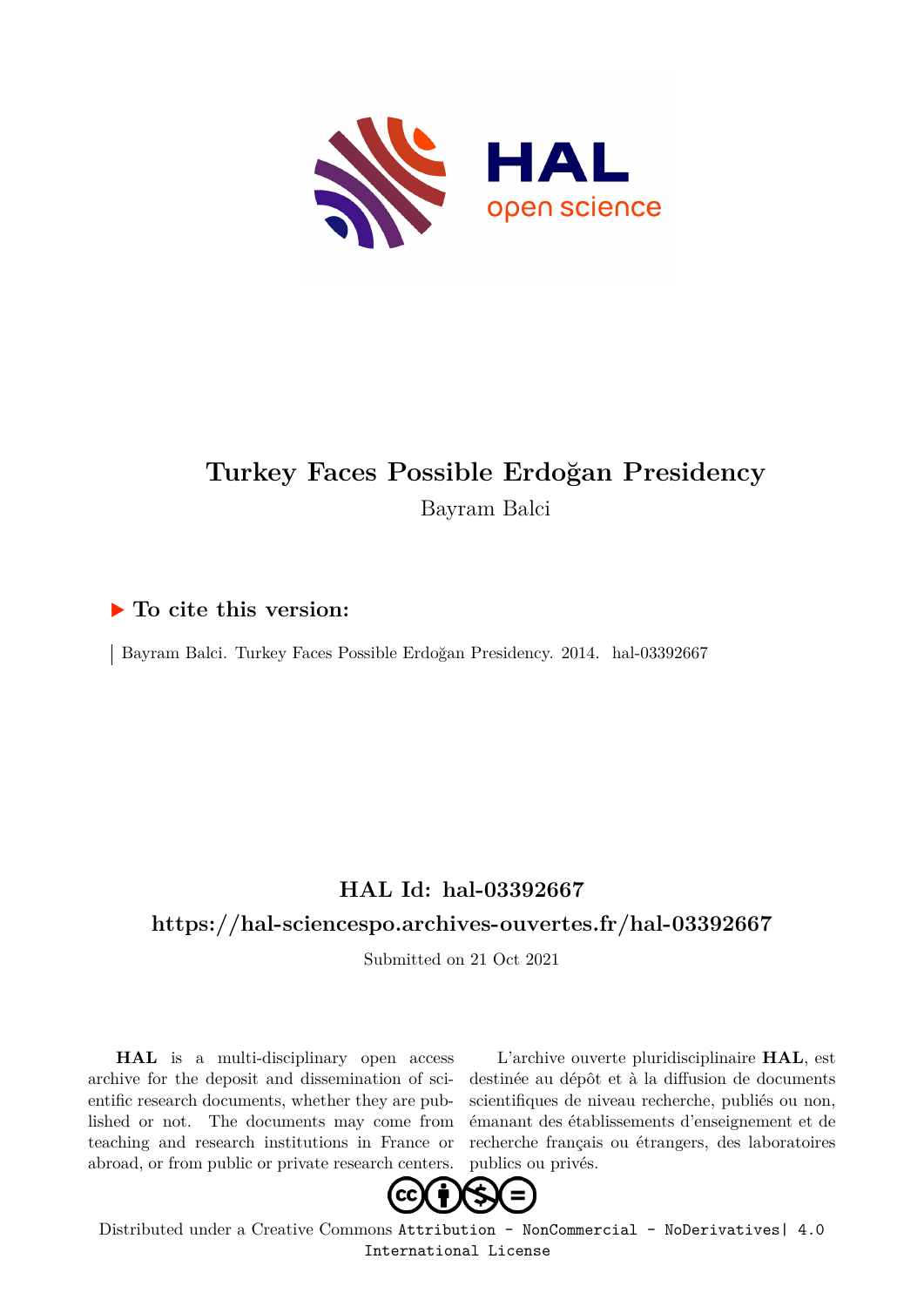# Turkey Faces Possible Erdoğan Presidency

Bayram Balci

## ▶ To cite this version:

Bayram Balci. Turkey Faces Possible Erdoğan Presidency. 2014. hal-03392667

## HAL Id: hal-03392667

## https://hal-sciencespo.archives-ouvertes.fr/hal-03392667

Submitted on 21 Oct 2021

**HAL** is a multi-disciplinary open access archive for the deposit and dissemination of scientific research documents, whether they are published or not. The documents may come from teaching and research institutions in France or abroad, or from public or private research centers.

L'archive ouverte pluridisciplinaire **HAL**, est destinée au dépôt et à la diffusion de documents scientifiques de niveau recherche, publiés ou non, émanant des établissements d'enseignement et de recherche français ou étrangers, des laboratoires publics ou privés.

Distributed under a Creative Commons Attribution - NonCommercial - NoDerivatives| 4.0 International License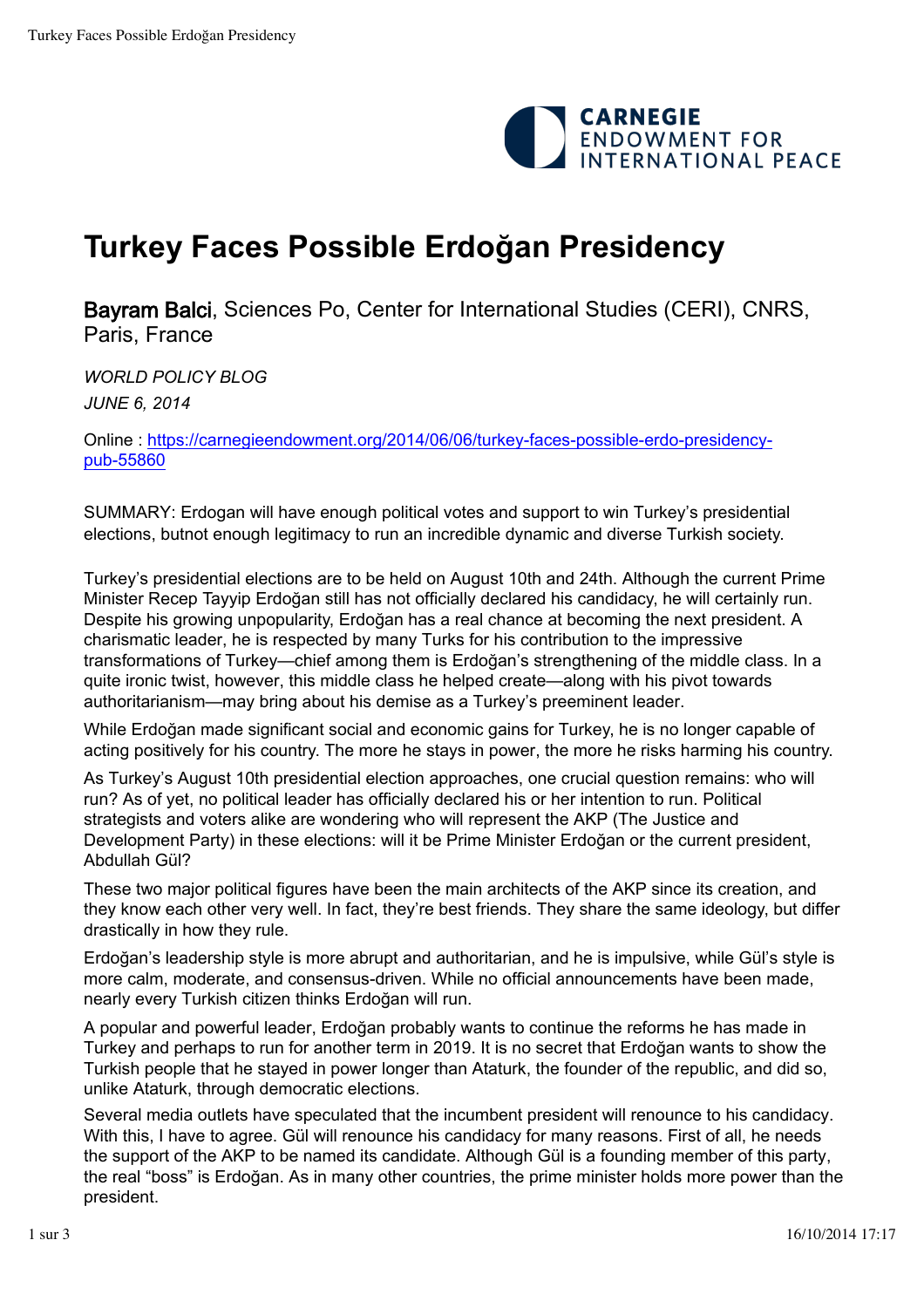# Turkey Faces Possible Erdoğan Presidency

Bayram Balci, Sciences Po, Center for International Studies (CERI), CNRS, Paris, France

*WORLD POLICY BLOG*

*JUNE 6, 2014*

Online : https://carnegieendowment.org/2014/06/06/turkey-faces-possible-erdo-presidency-pub-55860

SUMMARY: Erdogan will have enough political votes and support to win Turkey's presidential elections, butnot enough legitimacy to run an incredible dynamic and diverse Turkish society.

Turkey's presidential elections are to be held on August 10th and 24th. Although the current Prime Minister Recep Tayyip Erdoğan still has not officially declared his candidacy, he will certainly run. Despite his growing unpopularity, Erdoğan has a real chance at becoming the next president. A charismatic leader, he is respected by many Turks for his contribution to the impressive transformations of Turkey—chief among them is Erdoğan's strengthening of the middle class. In a quite ironic twist, however, this middle class he helped create—along with his pivot towards authoritarianism—may bring about his demise as a Turkey's preeminent leader.

While Erdoğan made significant social and economic gains for Turkey, he is no longer capable of acting positively for his country. The more he stays in power, the more he risks harming his country.

As Turkey's August 10th presidential election approaches, one crucial question remains: who will run? As of yet, no political leader has officially declared his or her intention to run. Political strategists and voters alike are wondering who will represent the AKP (The Justice and Development Party) in these elections: will it be Prime Minister Erdoğan or the current president, Abdullah Gül?

These two major political figures have been the main architects of the AKP since its creation, and they know each other very well. In fact, they're best friends. They share the same ideology, but differ drastically in how they rule.

Erdoğan's leadership style is more abrupt and authoritarian, and he is impulsive, while Gül's style is more calm, moderate, and consensus-driven. While no official announcements have been made, nearly every Turkish citizen thinks Erdoğan will run.

A popular and powerful leader, Erdoğan probably wants to continue the reforms he has made in Turkey and perhaps to run for another term in 2019. It is no secret that Erdoğan wants to show the Turkish people that he stayed in power longer than Ataturk, the founder of the republic, and did so, unlike Ataturk, through democratic elections.

Several media outlets have speculated that the incumbent president will renounce to his candidacy. With this, I have to agree. Gül will renounce his candidacy for many reasons. First of all, he needs the support of the AKP to be named its candidate. Although Gül is a founding member of this party, the real "boss" is Erdoğan. As in many other countries, the prime minister holds more power than the president.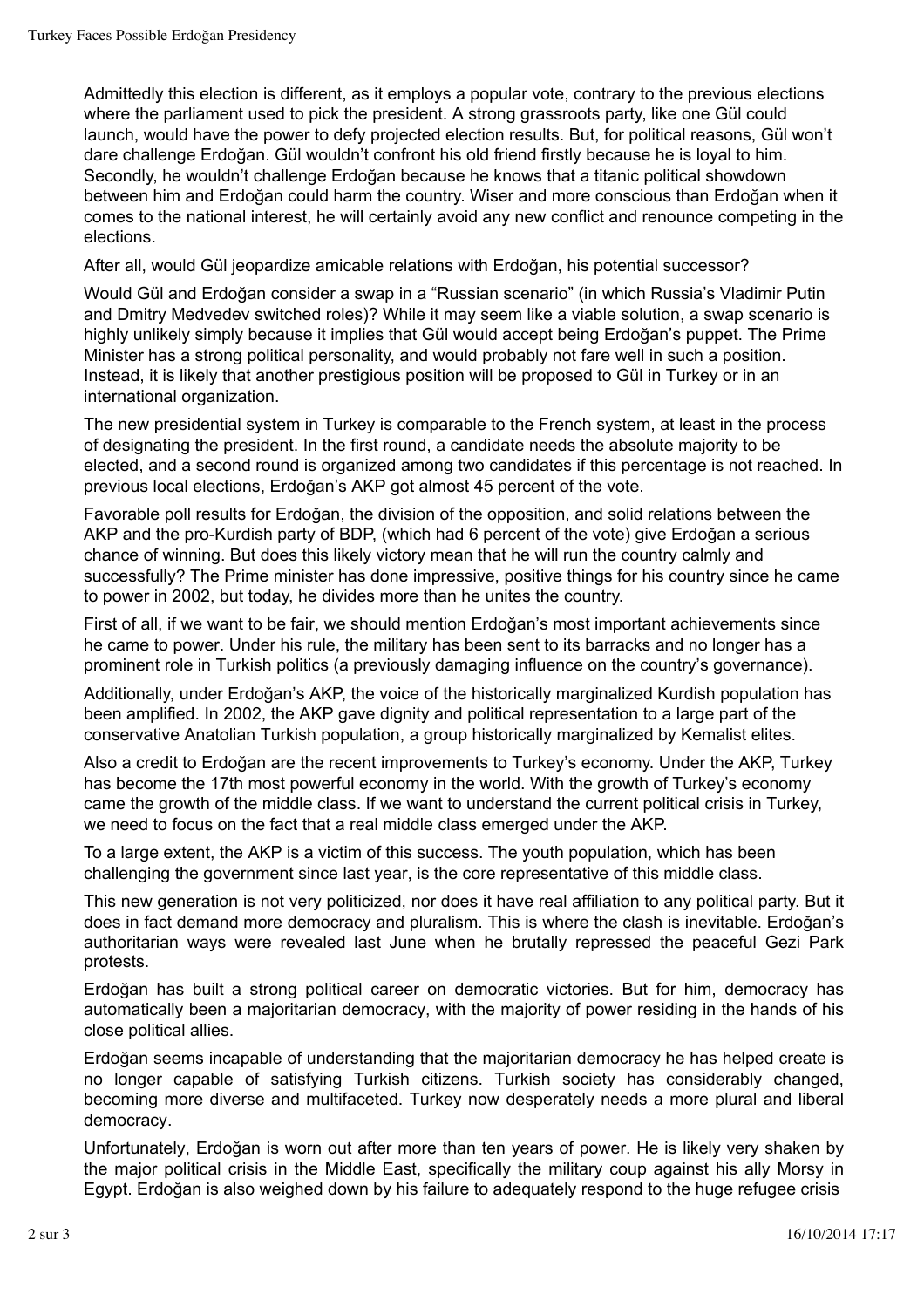Admittedly this election is different, as it employs a popular vote, contrary to the previous elections where the parliament used to pick the president. A strong grassroots party, like one Gül could launch, would have the power to defy projected election results. But, for political reasons, Gül won't dare challenge Erdoğan. Gül wouldn't confront his old friend firstly because he is loyal to him. Secondly, he wouldn't challenge Erdoğan because he knows that a titanic political showdown between him and Erdoğan could harm the country. Wiser and more conscious than Erdoğan when it comes to the national interest, he will certainly avoid any new conflict and renounce competing in the elections.

After all, would Gül jeopardize amicable relations with Erdoğan, his potential successor?

Would Gül and Erdoğan consider a swap in a "Russian scenario" (in which Russia's Vladimir Putin and Dmitry Medvedev switched roles)? While it may seem like a viable solution, a swap scenario is highly unlikely simply because it implies that Gül would accept being Erdoğan's puppet. The Prime Minister has a strong political personality, and would probably not fare well in such a position. Instead, it is likely that another prestigious position will be proposed to Gül in Turkey or in an international organization.

The new presidential system in Turkey is comparable to the French system, at least in the process of designating the president. In the first round, a candidate needs the absolute majority to be elected, and a second round is organized among two candidates if this percentage is not reached. In previous local elections, Erdoğan's AKP got almost 45 percent of the vote.

Favorable poll results for Erdoğan, the division of the opposition, and solid relations between the AKP and the pro-Kurdish party of BDP, (which had 6 percent of the vote) give Erdoğan a serious chance of winning. But does this likely victory mean that he will run the country calmly and successfully? The Prime minister has done impressive, positive things for his country since he came to power in 2002, but today, he divides more than he unites the country.

First of all, if we want to be fair, we should mention Erdoğan's most important achievements since he came to power. Under his rule, the military has been sent to its barracks and no longer has a prominent role in Turkish politics (a previously damaging influence on the country's governance).

Additionally, under Erdoğan's AKP, the voice of the historically marginalized Kurdish population has been amplified. In 2002, the AKP gave dignity and political representation to a large part of the conservative Anatolian Turkish population, a group historically marginalized by Kemalist elites.

Also a credit to Erdoğan are the recent improvements to Turkey's economy. Under the AKP, Turkey has become the 17th most powerful economy in the world. With the growth of Turkey's economy came the growth of the middle class. If we want to understand the current political crisis in Turkey, we need to focus on the fact that a real middle class emerged under the AKP.

To a large extent, the AKP is a victim of this success. The youth population, which has been challenging the government since last year, is the core representative of this middle class.

This new generation is not very politicized, nor does it have real affiliation to any political party. But it does in fact demand more democracy and pluralism. This is where the clash is inevitable. Erdoğan's authoritarian ways were revealed last June when he brutally repressed the peaceful Gezi Park protests.

Erdoğan has built a strong political career on democratic victories. But for him, democracy has automatically been a majoritarian democracy, with the majority of power residing in the hands of his close political allies.

Erdoğan seems incapable of understanding that the majoritarian democracy he has helped create is no longer capable of satisfying Turkish citizens. Turkish society has considerably changed, becoming more diverse and multifaceted. Turkey now desperately needs a more plural and liberal democracy.

Unfortunately, Erdoğan is worn out after more than ten years of power. He is likely very shaken by the major political crisis in the Middle East, specifically the military coup against his ally Morsy in Egypt. Erdoğan is also weighed down by his failure to adequately respond to the huge refugee crisis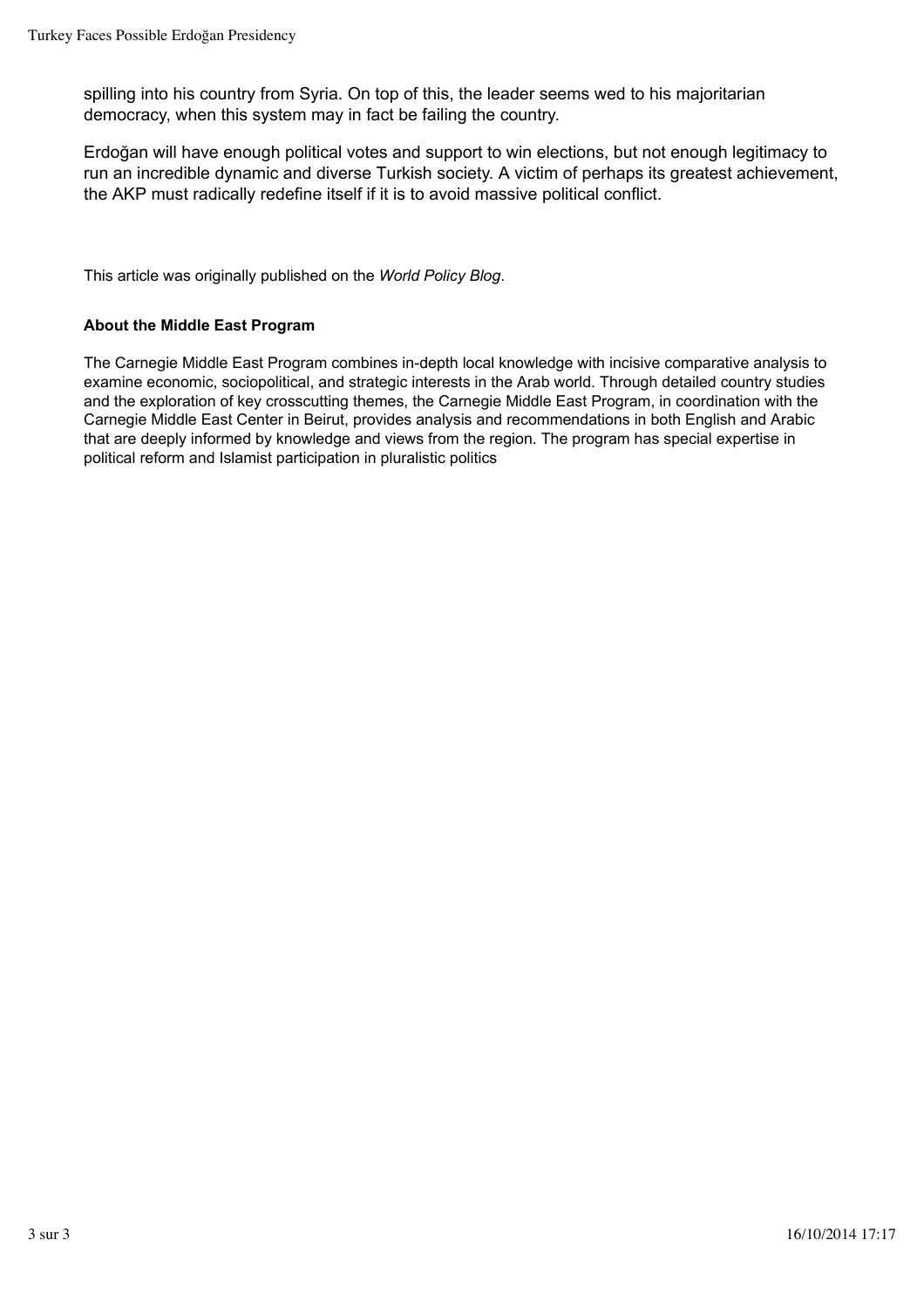spilling into his country from Syria. On top of this, the leader seems wed to his majoritarian democracy, when this system may in fact be failing the country.

Erdoğan will have enough political votes and support to win elections, but not enough legitimacy to run an incredible dynamic and diverse Turkish society. A victim of perhaps its greatest achievement, the AKP must radically redefine itself if it is to avoid massive political conflict.

This article was originally published on the *World Policy Blog*.

**About the Middle East Program**

The Carnegie Middle East Program combines in-depth local knowledge with incisive comparative analysis to examine economic, sociopolitical, and strategic interests in the Arab world. Through detailed country studies and the exploration of key crosscutting themes, the Carnegie Middle East Program, in coordination with the Carnegie Middle East Center in Beirut, provides analysis and recommendations in both English and Arabic that are deeply informed by knowledge and views from the region. The program has special expertise in political reform and Islamist participation in pluralistic politics